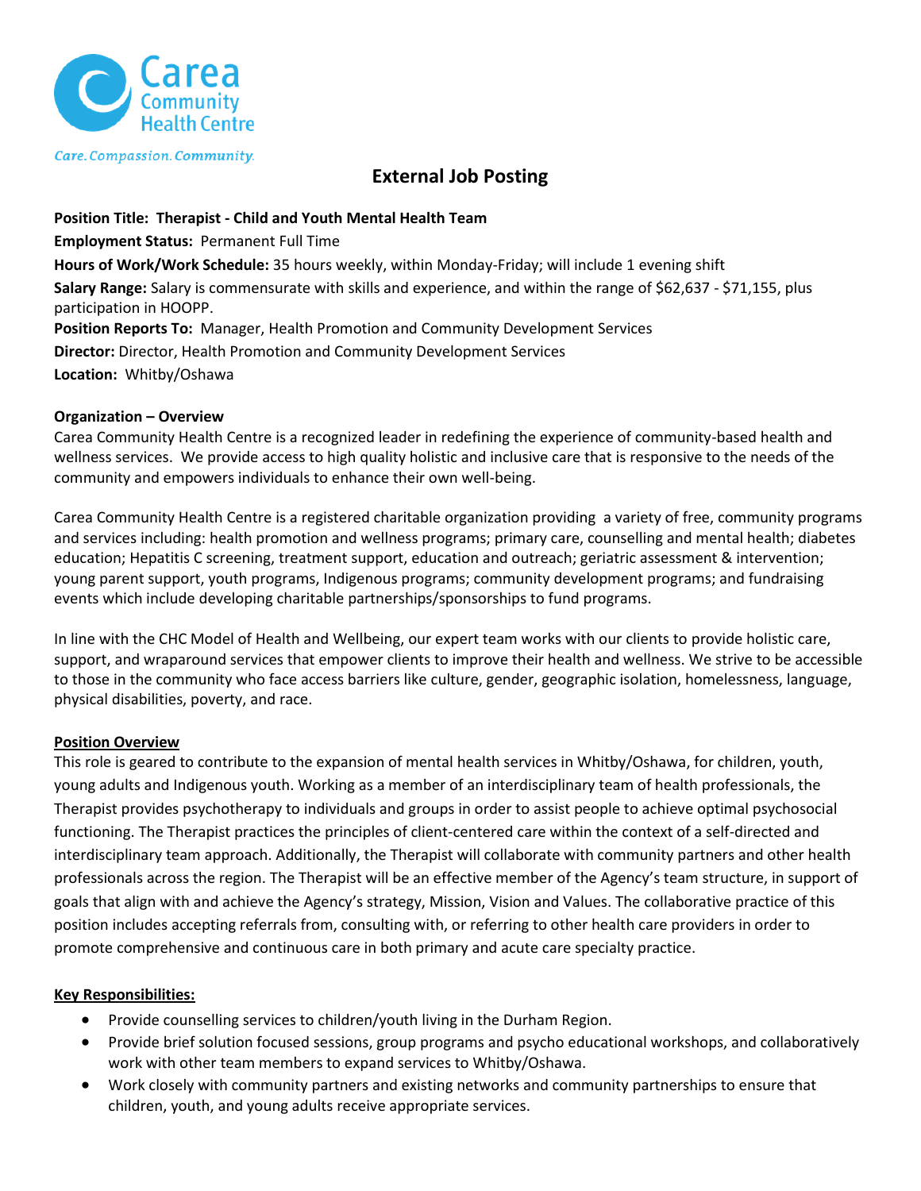Carea Community Health Centre

*Care. Compassion. Community.*

# External Job Posting

**Position Title: Therapist - Child and Youth Mental Health Team**

**Employment Status:** Permanent Full Time

**Hours of Work/Work Schedule:** 35 hours weekly, within Monday-Friday; will include 1 evening shift

**Salary Range:** Salary is commensurate with skills and experience, and within the range of $62,637 - $71,155, plus participation in HOOPP.

**Position Reports To:** Manager, Health Promotion and Community Development Services

**Director:** Director, Health Promotion and Community Development Services

**Location:** Whitby/Oshawa

**Organization – Overview**

Carea Community Health Centre is a recognized leader in redefining the experience of community-based health and wellness services. We provide access to high quality holistic and inclusive care that is responsive to the needs of the community and empowers individuals to enhance their own well-being.

Carea Community Health Centre is a registered charitable organization providing a variety of free, community programs and services including: health promotion and wellness programs; primary care, counselling and mental health; diabetes education; Hepatitis C screening, treatment support, education and outreach; geriatric assessment & intervention; young parent support, youth programs, Indigenous programs; community development programs; and fundraising events which include developing charitable partnerships/sponsorships to fund programs.

In line with the CHC Model of Health and Wellbeing, our expert team works with our clients to provide holistic care, support, and wraparound services that empower clients to improve their health and wellness. We strive to be accessible to those in the community who face access barriers like culture, gender, geographic isolation, homelessness, language, physical disabilities, poverty, and race.

**Position Overview**

This role is geared to contribute to the expansion of mental health services in Whitby/Oshawa, for children, youth, young adults and Indigenous youth. Working as a member of an interdisciplinary team of health professionals, the Therapist provides psychotherapy to individuals and groups in order to assist people to achieve optimal psychosocial functioning. The Therapist practices the principles of client-centered care within the context of a self-directed and interdisciplinary team approach. Additionally, the Therapist will collaborate with community partners and other health professionals across the region. The Therapist will be an effective member of the Agency's team structure, in support of goals that align with and achieve the Agency's strategy, Mission, Vision and Values. The collaborative practice of this position includes accepting referrals from, consulting with, or referring to other health care providers in order to promote comprehensive and continuous care in both primary and acute care specialty practice.

**Key Responsibilities:**

- Provide counselling services to children/youth living in the Durham Region.
- Provide brief solution focused sessions, group programs and psycho educational workshops, and collaboratively work with other team members to expand services to Whitby/Oshawa.
- Work closely with community partners and existing networks and community partnerships to ensure that children, youth, and young adults receive appropriate services.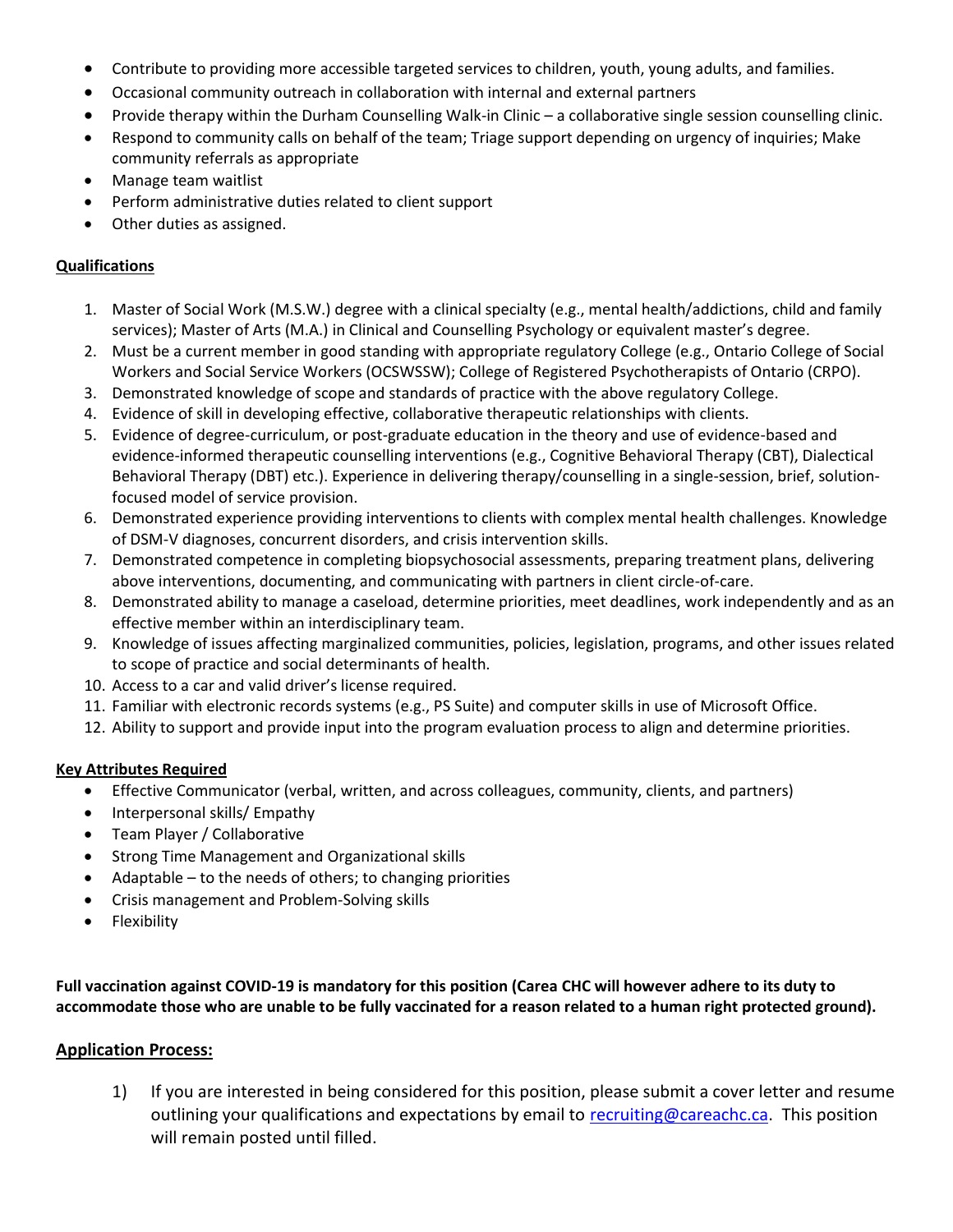- Contribute to providing more accessible targeted services to children, youth, young adults, and families.
- Occasional community outreach in collaboration with internal and external partners
- Provide therapy within the Durham Counselling Walk-in Clinic – a collaborative single session counselling clinic.
- Respond to community calls on behalf of the team; Triage support depending on urgency of inquiries; Make community referrals as appropriate
- Manage team waitlist
- Perform administrative duties related to client support
- Other duties as assigned.

**Qualifications**

1. Master of Social Work (M.S.W.) degree with a clinical specialty (e.g., mental health/addictions, child and family services); Master of Arts (M.A.) in Clinical and Counselling Psychology or equivalent master's degree.
2. Must be a current member in good standing with appropriate regulatory College (e.g., Ontario College of Social Workers and Social Service Workers (OCSWSSW); College of Registered Psychotherapists of Ontario (CRPO).
3. Demonstrated knowledge of scope and standards of practice with the above regulatory College.
4. Evidence of skill in developing effective, collaborative therapeutic relationships with clients.
5. Evidence of degree-curriculum, or post-graduate education in the theory and use of evidence-based and evidence-informed therapeutic counselling interventions (e.g., Cognitive Behavioral Therapy (CBT), Dialectical Behavioral Therapy (DBT) etc.). Experience in delivering therapy/counselling in a single-session, brief, solution-focused model of service provision.
6. Demonstrated experience providing interventions to clients with complex mental health challenges. Knowledge of DSM-V diagnoses, concurrent disorders, and crisis intervention skills.
7. Demonstrated competence in completing biopsychosocial assessments, preparing treatment plans, delivering above interventions, documenting, and communicating with partners in client circle-of-care.
8. Demonstrated ability to manage a caseload, determine priorities, meet deadlines, work independently and as an effective member within an interdisciplinary team.
9. Knowledge of issues affecting marginalized communities, policies, legislation, programs, and other issues related to scope of practice and social determinants of health.
10. Access to a car and valid driver's license required.
11. Familiar with electronic records systems (e.g., PS Suite) and computer skills in use of Microsoft Office.
12. Ability to support and provide input into the program evaluation process to align and determine priorities.

**Key Attributes Required**

- Effective Communicator (verbal, written, and across colleagues, community, clients, and partners)
- Interpersonal skills/ Empathy
- Team Player / Collaborative
- Strong Time Management and Organizational skills
- Adaptable – to the needs of others; to changing priorities
- Crisis management and Problem-Solving skills
- Flexibility

**Full vaccination against COVID-19 is mandatory for this position (Carea CHC will however adhere to its duty to accommodate those who are unable to be fully vaccinated for a reason related to a human right protected ground).**

## Application Process:

1) If you are interested in being considered for this position, please submit a cover letter and resume outlining your qualifications and expectations by email to recruiting@careachc.ca. This position will remain posted until filled.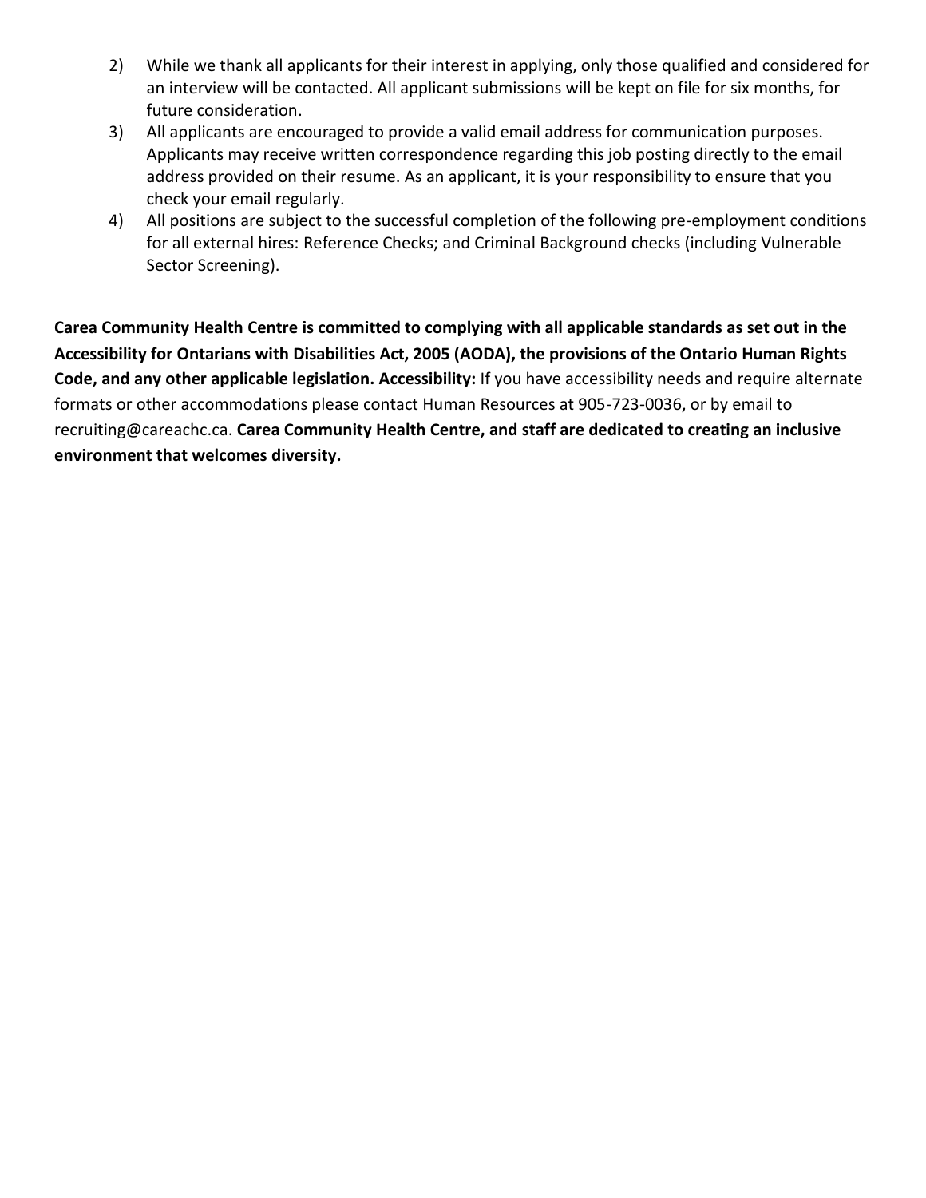2) While we thank all applicants for their interest in applying, only those qualified and considered for an interview will be contacted. All applicant submissions will be kept on file for six months, for future consideration.
3) All applicants are encouraged to provide a valid email address for communication purposes. Applicants may receive written correspondence regarding this job posting directly to the email address provided on their resume. As an applicant, it is your responsibility to ensure that you check your email regularly.
4) All positions are subject to the successful completion of the following pre-employment conditions for all external hires: Reference Checks; and Criminal Background checks (including Vulnerable Sector Screening).

**Carea Community Health Centre is committed to complying with all applicable standards as set out in the Accessibility for Ontarians with Disabilities Act, 2005 (AODA), the provisions of the Ontario Human Rights Code, and any other applicable legislation. Accessibility:** If you have accessibility needs and require alternate formats or other accommodations please contact Human Resources at 905-723-0036, or by email to recruiting@careachc.ca. **Carea Community Health Centre, and staff are dedicated to creating an inclusive environment that welcomes diversity.**